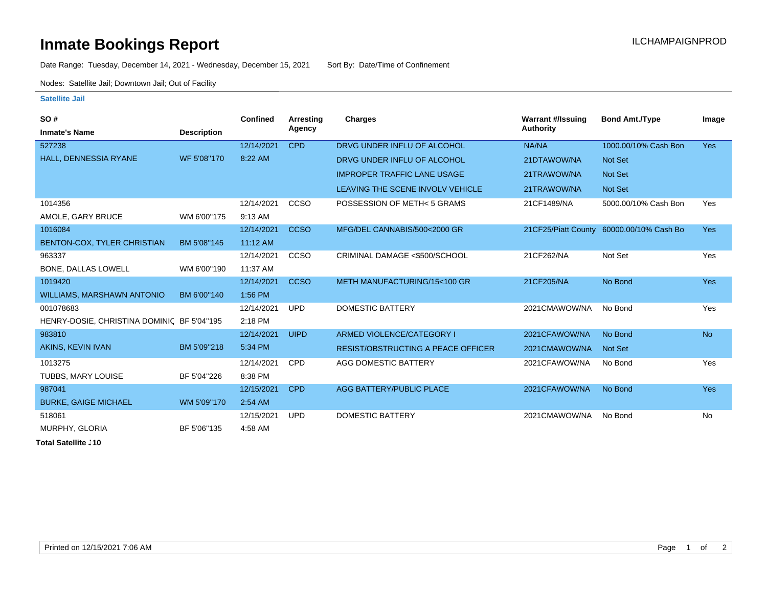# Inmate Bookings Report

ILCHAMPAIGNPROD

Date Range: Tuesday, December 14, 2021 - Wednesday, December 15, 2021 Sort By: Date/Time of Confinement

Nodes: Satellite Jail; Downtown Jail; Out of Facility

### Satellite Jail

| SO # / Inmate's Name | Description | Confined | Arresting Agency | Charges | Warrant #/Issuing Authority | Bond Amt./Type | Image |
|---|---|---|---|---|---|---|---|
| 527238 | | 12/14/2021 | CPD | DRVG UNDER INFLU OF ALCOHOL | NA/NA | 1000.00/10% Cash Bon | Yes |
| HALL, DENNESSIA RYANE | WF 5'08"170 | 8:22 AM | | DRVG UNDER INFLU OF ALCOHOL | 21DTAWOW/NA | Not Set | |
| | | | | IMPROPER TRAFFIC LANE USAGE | 21TRAWOW/NA | Not Set | |
| | | | | LEAVING THE SCENE INVOLV VEHICLE | 21TRAWOW/NA | Not Set | |
| 1014356 | | 12/14/2021 | CCSO | POSSESSION OF METH< 5 GRAMS | 21CF1489/NA | 5000.00/10% Cash Bon | Yes |
| AMOLE, GARY BRUCE | WM 6'00"175 | 9:13 AM | | | | | |
| 1016084 | | 12/14/2021 | CCSO | MFG/DEL CANNABIS/500<2000 GR | 21CF25/Piatt County | 60000.00/10% Cash Bo | Yes |
| BENTON-COX, TYLER CHRISTIAN | BM 5'08"145 | 11:12 AM | | | | | |
| 963337 | | 12/14/2021 | CCSO | CRIMINAL DAMAGE <$500/SCHOOL | 21CF262/NA | Not Set | Yes |
| BONE, DALLAS LOWELL | WM 6'00"190 | 11:37 AM | | | | | |
| 1019420 | | 12/14/2021 | CCSO | METH MANUFACTURING/15<100 GR | 21CF205/NA | No Bond | Yes |
| WILLIAMS, MARSHAWN ANTONIO | BM 6'00"140 | 1:56 PM | | | | | |
| 001078683 | | 12/14/2021 | UPD | DOMESTIC BATTERY | 2021CMAWOW/NA | No Bond | Yes |
| HENRY-DOSIE, CHRISTINA DOMINIC | BF 5'04"195 | 2:18 PM | | | | | |
| 983810 | | 12/14/2021 | UIPD | ARMED VIOLENCE/CATEGORY I | 2021CFAWOW/NA | No Bond | No |
| AKINS, KEVIN IVAN | BM 5'09"218 | 5:34 PM | | RESIST/OBSTRUCTING A PEACE OFFICER | 2021CMAWOW/NA | Not Set | |
| 1013275 | | 12/14/2021 | CPD | AGG DOMESTIC BATTERY | 2021CFAWOW/NA | No Bond | Yes |
| TUBBS, MARY LOUISE | BF 5'04"226 | 8:38 PM | | | | | |
| 987041 | | 12/15/2021 | CPD | AGG BATTERY/PUBLIC PLACE | 2021CFAWOW/NA | No Bond | Yes |
| BURKE, GAIGE MICHAEL | WM 5'09"170 | 2:54 AM | | | | | |
| 518061 | | 12/15/2021 | UPD | DOMESTIC BATTERY | 2021CMAWOW/NA | No Bond | No |
| MURPHY, GLORIA | BF 5'06"135 | 4:58 AM | | | | | |

**Total Satellite J10**

Printed on 12/15/2021 7:06 AM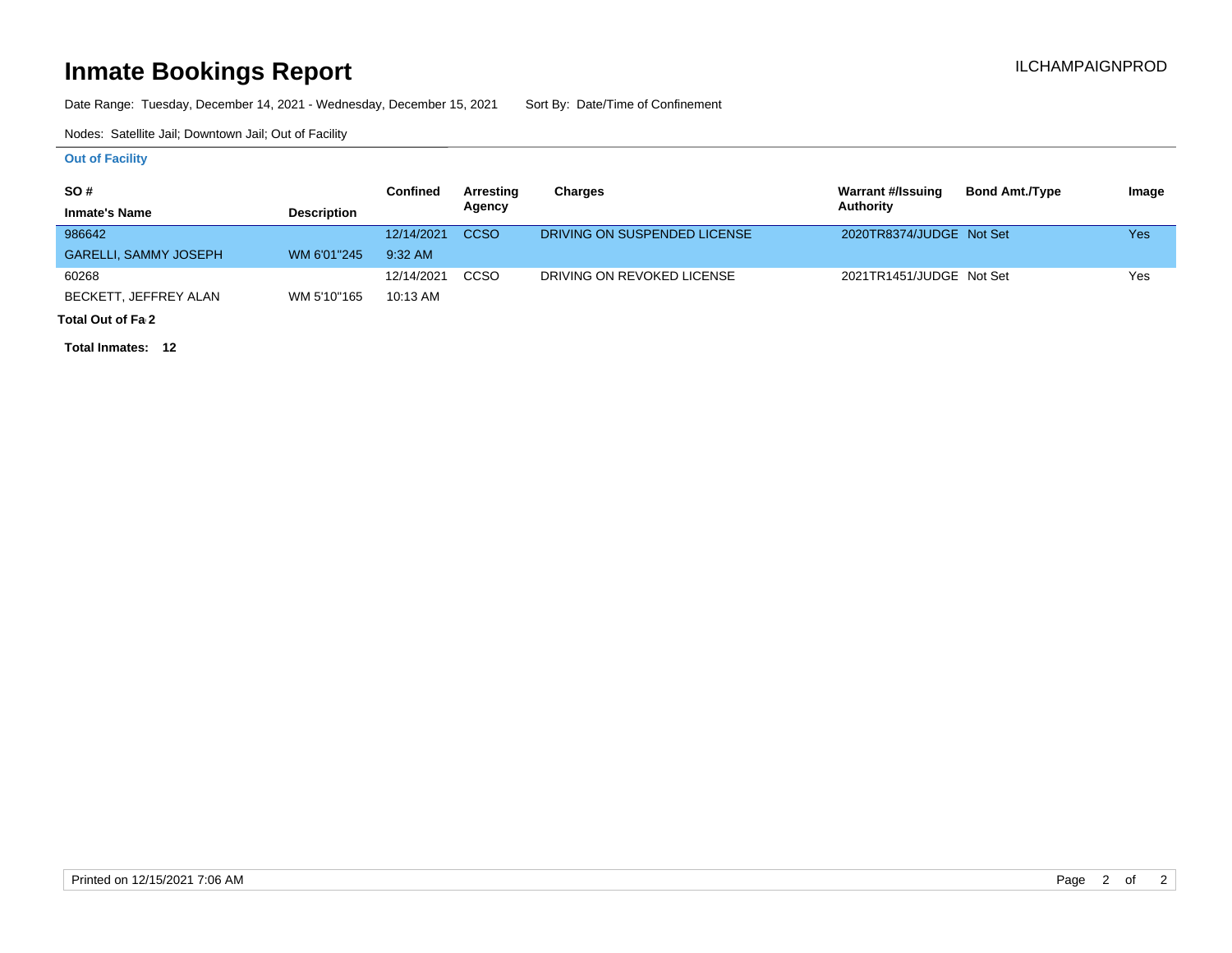# Inmate Bookings Report

ILCHAMPAIGNPROD

Date Range: Tuesday, December 14, 2021 - Wednesday, December 15, 2021 Sort By: Date/Time of Confinement

Nodes: Satellite Jail; Downtown Jail; Out of Facility

**Out of Facility**

| SO # / Inmate's Name | Description | Confined | Arresting Agency | Charges | Warrant #/Issuing Authority | Bond Amt./Type | Image |
|---|---|---|---|---|---|---|---|
| 986642<br>GARELLI, SAMMY JOSEPH | WM 6'01"245 | 12/14/2021<br>9:32 AM | CCSO | DRIVING ON SUSPENDED LICENSE | 2020TR8374/JUDGE | Not Set | Yes |
| 60268<br>BECKETT, JEFFREY ALAN | WM 5'10"165 | 12/14/2021<br>10:13 AM | CCSO | DRIVING ON REVOKED LICENSE | 2021TR1451/JUDGE | Not Set | Yes |

**Total Out of Fa 2**

**Total Inmates: 12**

Printed on 12/15/2021 7:06 AM